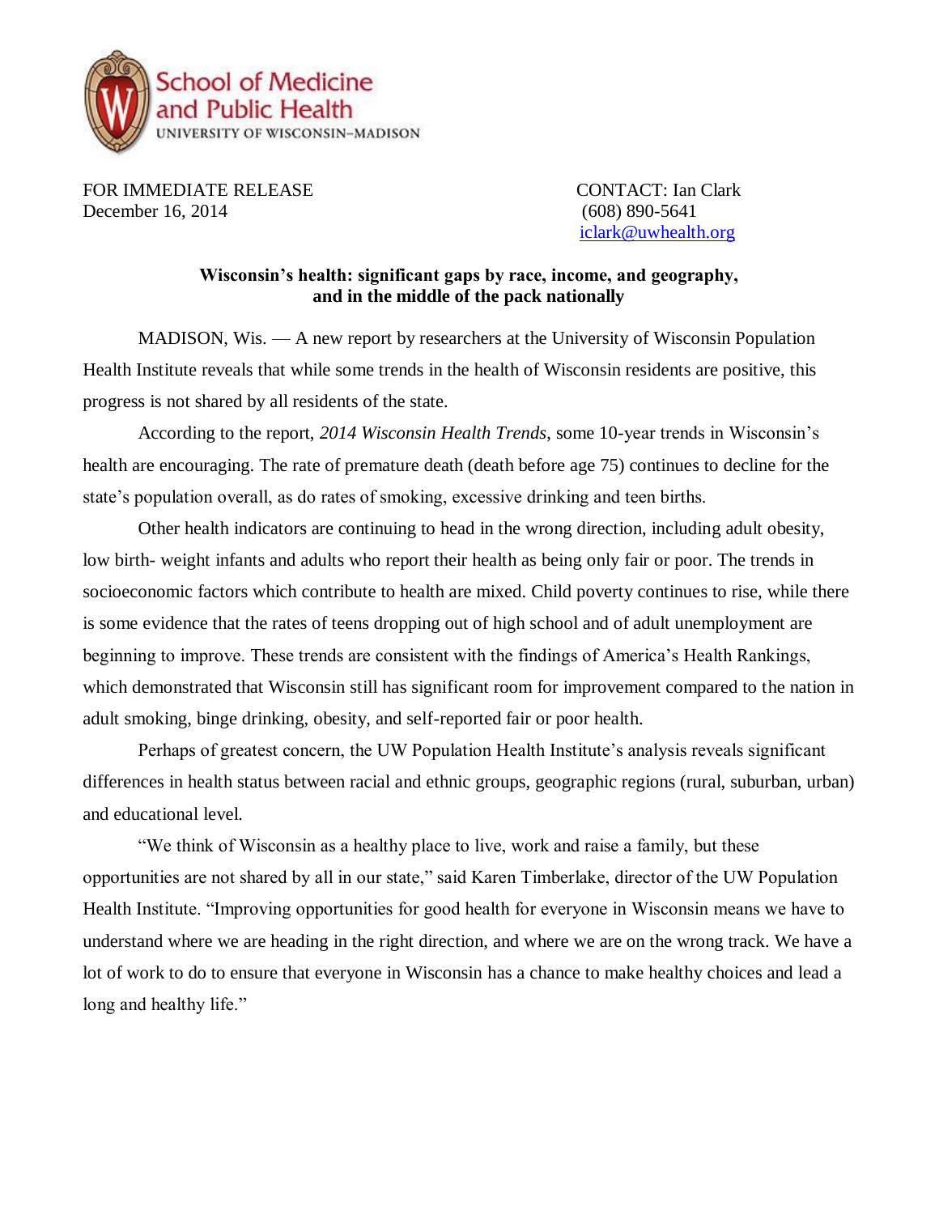School of Medicine and Public Health
UNIVERSITY OF WISCONSIN–MADISON

FOR IMMEDIATE RELEASE
December 16, 2014

CONTACT: Ian Clark
(608) 890-5641
iclark@uwhealth.org

**Wisconsin's health: significant gaps by race, income, and geography, and in the middle of the pack nationally**

MADISON, Wis. — A new report by researchers at the University of Wisconsin Population Health Institute reveals that while some trends in the health of Wisconsin residents are positive, this progress is not shared by all residents of the state.

According to the report, *2014 Wisconsin Health Trends*, some 10-year trends in Wisconsin's health are encouraging. The rate of premature death (death before age 75) continues to decline for the state's population overall, as do rates of smoking, excessive drinking and teen births.

Other health indicators are continuing to head in the wrong direction, including adult obesity, low birth- weight infants and adults who report their health as being only fair or poor. The trends in socioeconomic factors which contribute to health are mixed. Child poverty continues to rise, while there is some evidence that the rates of teens dropping out of high school and of adult unemployment are beginning to improve. These trends are consistent with the findings of America's Health Rankings, which demonstrated that Wisconsin still has significant room for improvement compared to the nation in adult smoking, binge drinking, obesity, and self-reported fair or poor health.

Perhaps of greatest concern, the UW Population Health Institute's analysis reveals significant differences in health status between racial and ethnic groups, geographic regions (rural, suburban, urban) and educational level.

"We think of Wisconsin as a healthy place to live, work and raise a family, but these opportunities are not shared by all in our state," said Karen Timberlake, director of the UW Population Health Institute. "Improving opportunities for good health for everyone in Wisconsin means we have to understand where we are heading in the right direction, and where we are on the wrong track. We have a lot of work to do to ensure that everyone in Wisconsin has a chance to make healthy choices and lead a long and healthy life."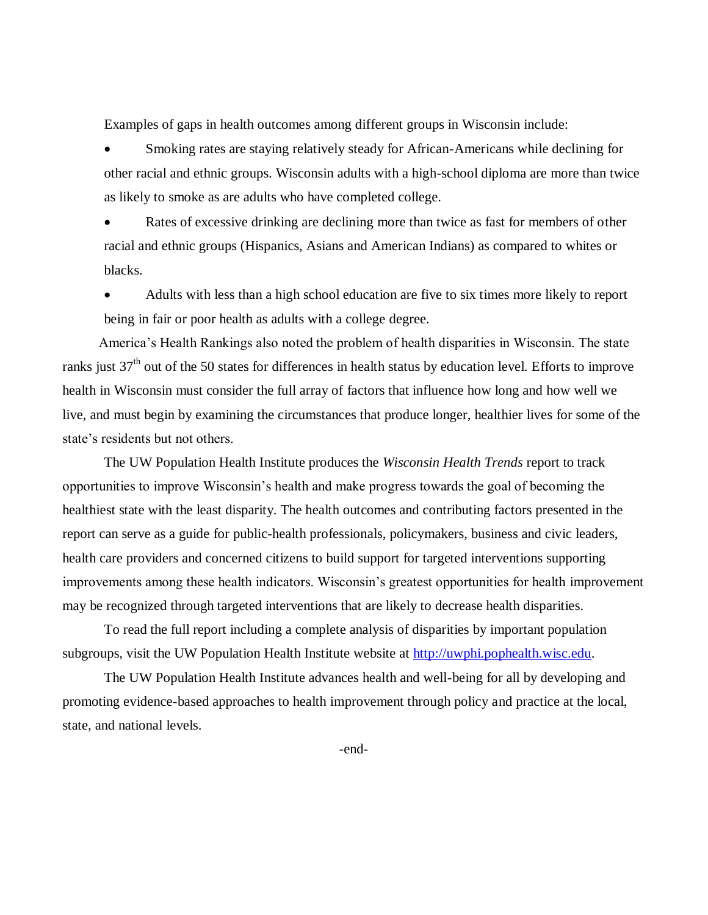Examples of gaps in health outcomes among different groups in Wisconsin include:

- Smoking rates are staying relatively steady for African-Americans while declining for other racial and ethnic groups. Wisconsin adults with a high-school diploma are more than twice as likely to smoke as are adults who have completed college.
- Rates of excessive drinking are declining more than twice as fast for members of other racial and ethnic groups (Hispanics, Asians and American Indians) as compared to whites or blacks.
- Adults with less than a high school education are five to six times more likely to report being in fair or poor health as adults with a college degree.

America's Health Rankings also noted the problem of health disparities in Wisconsin. The state ranks just 37th out of the 50 states for differences in health status by education level. Efforts to improve health in Wisconsin must consider the full array of factors that influence how long and how well we live, and must begin by examining the circumstances that produce longer, healthier lives for some of the state's residents but not others.

The UW Population Health Institute produces the *Wisconsin Health Trends* report to track opportunities to improve Wisconsin's health and make progress towards the goal of becoming the healthiest state with the least disparity. The health outcomes and contributing factors presented in the report can serve as a guide for public-health professionals, policymakers, business and civic leaders, health care providers and concerned citizens to build support for targeted interventions supporting improvements among these health indicators. Wisconsin's greatest opportunities for health improvement may be recognized through targeted interventions that are likely to decrease health disparities.

To read the full report including a complete analysis of disparities by important population subgroups, visit the UW Population Health Institute website at [http://uwphi.pophealth.wisc.edu](http://uwphi.pophealth.wisc.edu).

The UW Population Health Institute advances health and well-being for all by developing and promoting evidence-based approaches to health improvement through policy and practice at the local, state, and national levels.

-end-